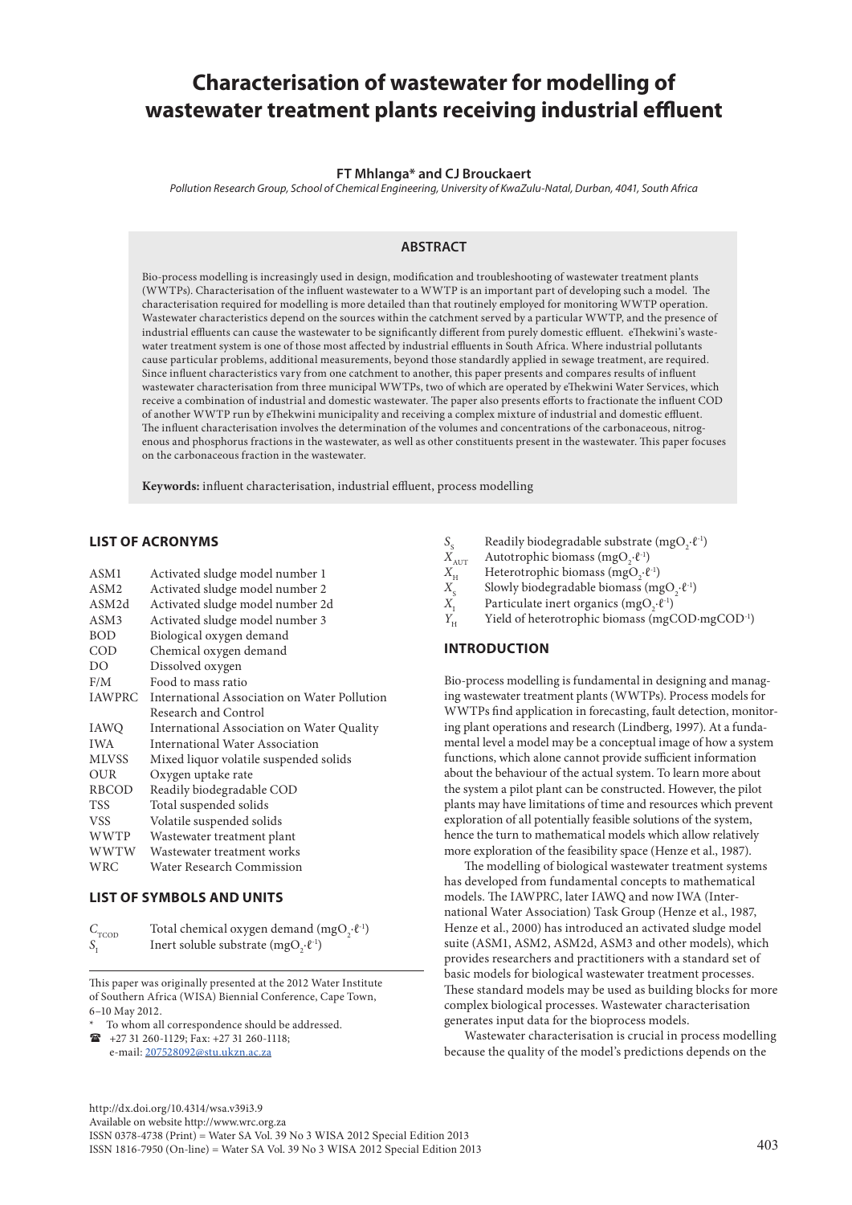# Characterisation of wastewater for modelling of wastewater treatment plants receiving industrial effluent

**FT Mhlanga\* and CJ Brouckaert**

*Pollution Research Group, School of Chemical Engineering, University of KwaZulu-Natal, Durban, 4041, South Africa*

## ABSTRACT

Bio-process modelling is increasingly used in design, modification and troubleshooting of wastewater treatment plants (WWTPs). Characterisation of the influent wastewater to a WWTP is an important part of developing such a model. The characterisation required for modelling is more detailed than that routinely employed for monitoring WWTP operation. Wastewater characteristics depend on the sources within the catchment served by a particular WWTP, and the presence of industrial effluents can cause the wastewater to be significantly different from purely domestic effluent. eThekwini's wastewater treatment system is one of those most affected by industrial effluents in South Africa. Where industrial pollutants cause particular problems, additional measurements, beyond those standardly applied in sewage treatment, are required. Since influent characteristics vary from one catchment to another, this paper presents and compares results of influent wastewater characterisation from three municipal WWTPs, two of which are operated by eThekwini Water Services, which receive a combination of industrial and domestic wastewater. The paper also presents efforts to fractionate the influent COD of another WWTP run by eThekwini municipality and receiving a complex mixture of industrial and domestic effluent. The influent characterisation involves the determination of the volumes and concentrations of the carbonaceous, nitrogenous and phosphorus fractions in the wastewater, as well as other constituents present in the wastewater. This paper focuses on the carbonaceous fraction in the wastewater.

**Keywords:** influent characterisation, industrial effluent, process modelling

## LIST OF ACRONYMS

| | |
|---|---|
| ASM1 | Activated sludge model number 1 |
| ASM2 | Activated sludge model number 2 |
| ASM2d | Activated sludge model number 2d |
| ASM3 | Activated sludge model number 3 |
| BOD | Biological oxygen demand |
| COD | Chemical oxygen demand |
| DO | Dissolved oxygen |
| F/M | Food to mass ratio |
| IAWPRC | International Association on Water Pollution Research and Control |
| IAWQ | International Association on Water Quality |
| IWA | International Water Association |
| MLVSS | Mixed liquor volatile suspended solids |
| OUR | Oxygen uptake rate |
| RBCOD | Readily biodegradable COD |
| TSS | Total suspended solids |
| VSS | Volatile suspended solids |
| WWTP | Wastewater treatment plant |
| WWTW | Wastewater treatment works |
| WRC | Water Research Commission |

## LIST OF SYMBOLS AND UNITS

| | |
|---|---|
| $C_{TCOD}$ | Total chemical oxygen demand ($mgO_2 \cdot \ell^{-1}$) |
| $S_I$ | Inert soluble substrate ($mgO_2 \cdot \ell^{-1}$) |
| $S_S$ | Readily biodegradable substrate ($mgO_2 \cdot \ell^{-1}$) |
| $X_{AUT}$ | Autotrophic biomass ($mgO_2 \cdot \ell^{-1}$) |
| $X_H$ | Heterotrophic biomass ($mgO_2 \cdot \ell^{-1}$) |
| $X_S$ | Slowly biodegradable biomass ($mgO_2 \cdot \ell^{-1}$) |
| $X_I$ | Particulate inert organics ($mgO_2 \cdot \ell^{-1}$) |
| $Y_H$ | Yield of heterotrophic biomass ($mgCOD \cdot mgCOD^{-1}$) |

This paper was originally presented at the 2012 Water Institute of Southern Africa (WISA) Biennial Conference, Cape Town, 6–10 May 2012.

\* To whom all correspondence should be addressed.
☎ +27 31 260-1129; Fax: +27 31 260-1118;
e-mail: 207528092@stu.ukzn.ac.za

## INTRODUCTION

Bio-process modelling is fundamental in designing and managing wastewater treatment plants (WWTPs). Process models for WWTPs find application in forecasting, fault detection, monitoring plant operations and research (Lindberg, 1997). At a fundamental level a model may be a conceptual image of how a system functions, which alone cannot provide sufficient information about the behaviour of the actual system. To learn more about the system a pilot plant can be constructed. However, the pilot plants may have limitations of time and resources which prevent exploration of all potentially feasible solutions of the system, hence the turn to mathematical models which allow relatively more exploration of the feasibility space (Henze et al., 1987).

The modelling of biological wastewater treatment systems has developed from fundamental concepts to mathematical models. The IAWPRC, later IAWQ and now IWA (International Water Association) Task Group (Henze et al., 1987, Henze et al., 2000) has introduced an activated sludge model suite (ASM1, ASM2, ASM2d, ASM3 and other models), which provides researchers and practitioners with a standard set of basic models for biological wastewater treatment processes. These standard models may be used as building blocks for more complex biological processes. Wastewater characterisation generates input data for the bioprocess models.

Wastewater characterisation is crucial in process modelling because the quality of the model's predictions depends on the

http://dx.doi.org/10.4314/wsa.v39i3.9
Available on website http://www.wrc.org.za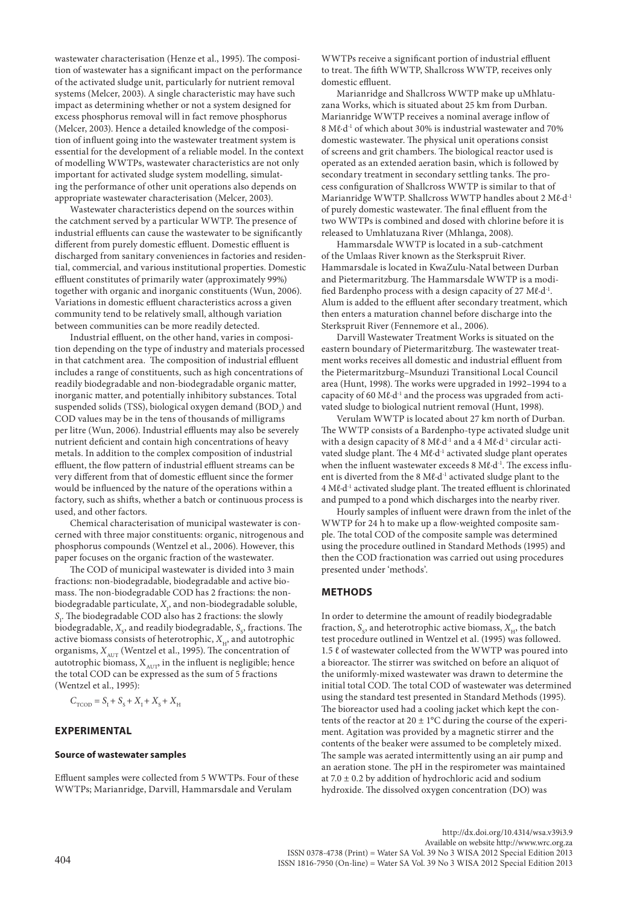wastewater characterisation (Henze et al., 1995). The composition of wastewater has a significant impact on the performance of the activated sludge unit, particularly for nutrient removal systems (Melcer, 2003). A single characteristic may have such impact as determining whether or not a system designed for excess phosphorus removal will in fact remove phosphorus (Melcer, 2003). Hence a detailed knowledge of the composition of influent going into the wastewater treatment system is essential for the development of a reliable model. In the context of modelling WWTPs, wastewater characteristics are not only important for activated sludge system modelling, simulating the performance of other unit operations also depends on appropriate wastewater characterisation (Melcer, 2003).

Wastewater characteristics depend on the sources within the catchment served by a particular WWTP. The presence of industrial effluents can cause the wastewater to be significantly different from purely domestic effluent. Domestic effluent is discharged from sanitary conveniences in factories and residential, commercial, and various institutional properties. Domestic effluent constitutes of primarily water (approximately 99%) together with organic and inorganic constituents (Wun, 2006). Variations in domestic effluent characteristics across a given community tend to be relatively small, although variation between communities can be more readily detected.

Industrial effluent, on the other hand, varies in composition depending on the type of industry and materials processed in that catchment area. The composition of industrial effluent includes a range of constituents, such as high concentrations of readily biodegradable and non-biodegradable organic matter, inorganic matter, and potentially inhibitory substances. Total suspended solids (TSS), biological oxygen demand ($BOD_5$) and COD values may be in the tens of thousands of milligrams per litre (Wun, 2006). Industrial effluents may also be severely nutrient deficient and contain high concentrations of heavy metals. In addition to the complex composition of industrial effluent, the flow pattern of industrial effluent streams can be very different from that of domestic effluent since the former would be influenced by the nature of the operations within a factory, such as shifts, whether a batch or continuous process is used, and other factors.

Chemical characterisation of municipal wastewater is concerned with three major constituents: organic, nitrogenous and phosphorus compounds (Wentzel et al., 2006). However, this paper focuses on the organic fraction of the wastewater.

The COD of municipal wastewater is divided into 3 main fractions: non-biodegradable, biodegradable and active biomass. The non-biodegradable COD has 2 fractions: the non-biodegradable particulate, $X_I$, and non-biodegradable soluble, $S_I$. The biodegradable COD also has 2 fractions: the slowly biodegradable, $X_S$, and readily biodegradable, $S_S$, fractions. The active biomass consists of heterotrophic, $X_H$, and autotrophic organisms, $X_{AUT}$ (Wentzel et al., 1995). The concentration of autotrophic biomass, $X_{AUT}$, in the influent is negligible; hence the total COD can be expressed as the sum of 5 fractions (Wentzel et al., 1995):

$$C_{TCOD} = S_I + S_S + X_I + X_S + X_H$$

## EXPERIMENTAL

### Source of wastewater samples

Effluent samples were collected from 5 WWTPs. Four of these WWTPs; Marianridge, Darvill, Hammarsdale and Verulam WWTPs receive a significant portion of industrial effluent to treat. The fifth WWTP, Shallcross WWTP, receives only domestic effluent.

Marianridge and Shallcross WWTP make up uMhlatuzana Works, which is situated about 25 km from Durban. Marianridge WWTP receives a nominal average inflow of 8 Mℓ·d$^{-1}$ of which about 30% is industrial wastewater and 70% domestic wastewater. The physical unit operations consist of screens and grit chambers. The biological reactor used is operated as an extended aeration basin, which is followed by secondary treatment in secondary settling tanks. The process configuration of Shallcross WWTP is similar to that of Marianridge WWTP. Shallcross WWTP handles about 2 Mℓ·d$^{-1}$ of purely domestic wastewater. The final effluent from the two WWTPs is combined and dosed with chlorine before it is released to Umhlatuzana River (Mhlanga, 2008).

Hammarsdale WWTP is located in a sub-catchment of the Umlaas River known as the Sterkspruit River. Hammarsdale is located in KwaZulu-Natal between Durban and Pietermaritzburg. The Hammarsdale WWTP is a modified Bardenpho process with a design capacity of 27 Mℓ·d$^{-1}$. Alum is added to the effluent after secondary treatment, which then enters a maturation channel before discharge into the Sterkspruit River (Fennemore et al., 2006).

Darvill Wastewater Treatment Works is situated on the eastern boundary of Pietermaritzburg. The wastewater treatment works receives all domestic and industrial effluent from the Pietermaritzburg–Msunduzi Transitional Local Council area (Hunt, 1998). The works were upgraded in 1992–1994 to a capacity of 60 Mℓ·d$^{-1}$ and the process was upgraded from activated sludge to biological nutrient removal (Hunt, 1998).

Verulam WWTP is located about 27 km north of Durban. The WWTP consists of a Bardenpho-type activated sludge unit with a design capacity of 8 Mℓ·d$^{-1}$ and a 4 Mℓ·d$^{-1}$ circular activated sludge plant. The 4 Mℓ·d$^{-1}$ activated sludge plant operates when the influent wastewater exceeds 8 Mℓ·d$^{-1}$. The excess influent is diverted from the 8 Mℓ·d$^{-1}$ activated sludge plant to the 4 Mℓ·d$^{-1}$ activated sludge plant. The treated effluent is chlorinated and pumped to a pond which discharges into the nearby river.

Hourly samples of influent were drawn from the inlet of the WWTP for 24 h to make up a flow-weighted composite sample. The total COD of the composite sample was determined using the procedure outlined in Standard Methods (1995) and then the COD fractionation was carried out using procedures presented under 'methods'.

## METHODS

In order to determine the amount of readily biodegradable fraction, $S_S$, and heterotrophic active biomass, $X_H$, the batch test procedure outlined in Wentzel et al. (1995) was followed. 1.5 ℓ of wastewater collected from the WWTP was poured into a bioreactor. The stirrer was switched on before an aliquot of the uniformly-mixed wastewater was drawn to determine the initial total COD. The total COD of wastewater was determined using the standard test presented in Standard Methods (1995). The bioreactor used had a cooling jacket which kept the contents of the reactor at 20 ± 1°C during the course of the experiment. Agitation was provided by a magnetic stirrer and the contents of the beaker were assumed to be completely mixed. The sample was aerated intermittently using an air pump and an aeration stone. The pH in the respirometer was maintained at 7.0 ± 0.2 by addition of hydrochloric acid and sodium hydroxide. The dissolved oxygen concentration (DO) was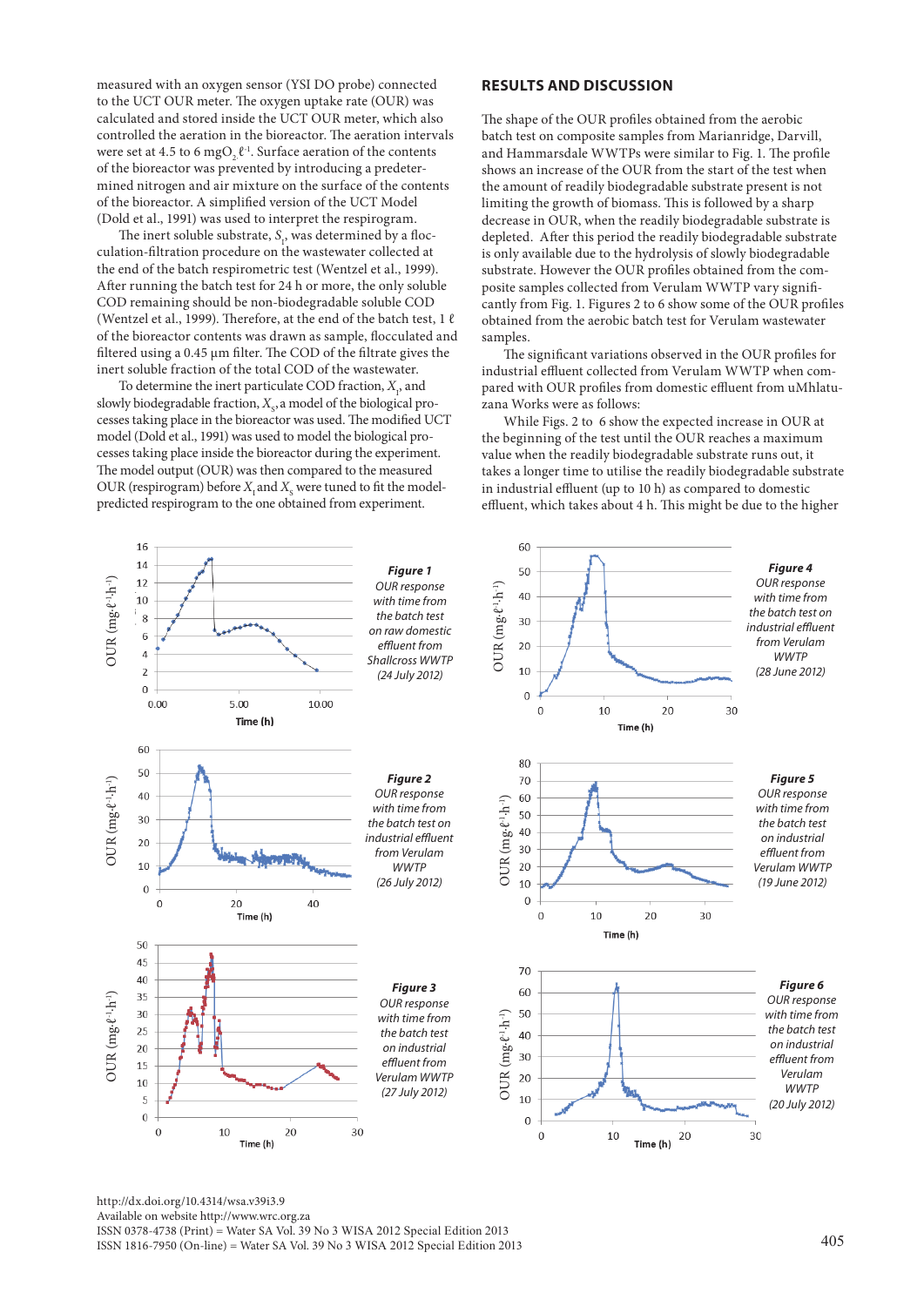measured with an oxygen sensor (YSI DO probe) connected to the UCT OUR meter. The oxygen uptake rate (OUR) was calculated and stored inside the UCT OUR meter, which also controlled the aeration in the bioreactor. The aeration intervals were set at 4.5 to 6 mgO$_2$ ℓ$^{-1}$. Surface aeration of the contents of the bioreactor was prevented by introducing a predetermined nitrogen and air mixture on the surface of the contents of the bioreactor. A simplified version of the UCT Model (Dold et al., 1991) was used to interpret the respirogram.

The inert soluble substrate, $S_I$, was determined by a flocculation-filtration procedure on the wastewater collected at the end of the batch respirometric test (Wentzel et al., 1999). After running the batch test for 24 h or more, the only soluble COD remaining should be non-biodegradable soluble COD (Wentzel et al., 1999). Therefore, at the end of the batch test, 1 ℓ of the bioreactor contents was drawn as sample, flocculated and filtered using a 0.45 µm filter. The COD of the filtrate gives the inert soluble fraction of the total COD of the wastewater.

To determine the inert particulate COD fraction, $X_I$, and slowly biodegradable fraction, $X_S$, a model of the biological processes taking place in the wastewater treatment was used. The modified UCT model (Dold et al., 1991) was used to model the biological processes taking place inside the bioreactor during the experiment. The model output (OUR) was then compared to the measured OUR (respirogram) before $X_I$ and $X_S$ were tuned to fit the model-predicted respirogram to the one obtained from experiment.

## RESULTS AND DISCUSSION

The shape of the OUR profiles obtained from the aerobic batch test on composite samples from Marianridge, Darvill, and Hammarsdale WWTPs were similar to Fig. 1. The profile shows an increase of the OUR from the start of the test when the amount of readily biodegradable substrate present is not limiting the growth of biomass. This is followed by a sharp decrease in OUR, when the readily biodegradable substrate is depleted. After this period the readily biodegradable substrate is only available due to the hydrolysis of slowly biodegradable substrate. However the OUR profiles obtained from the composite samples collected from Verulam WWTP vary significantly from Fig. 1. Figures 2 to 6 show some of the OUR profiles obtained from the aerobic batch test for Verulam wastewater samples.

The significant variations observed in the OUR profiles for industrial effluent collected from Verulam WWTP when compared with OUR profiles from domestic effluent from uMhlatuzana Works were as follows:

While Figs. 2 to 6 show the expected increase in OUR at the beginning of the test until the OUR reaches a maximum value when the readily biodegradable substrate runs out, it takes a longer time to utilise the readily biodegradable substrate in industrial effluent (up to 10 h) as compared to domestic effluent, which takes about 4 h. This might be due to the higher

**Figure 1**
*OUR response with time from the batch test on raw domestic effluent from Shallcross WWTP (24 July 2012)*

**Figure 2**
*OUR response with time from the batch test on industrial effluent from Verulam WWTP (26 July 2012)*

**Figure 3**
*OUR response with time from the batch test on industrial effluent from Verulam WWTP (27 July 2012)*

**Figure 4**
*OUR response with time from the batch test on industrial effluent from Verulam WWTP (28 June 2012)*

**Figure 5**
*OUR response with time from the batch test on industrial effluent from Verulam WWTP (19 June 2012)*

**Figure 6**
*OUR response with time from the batch test on industrial effluent from Verulam WWTP (20 July 2012)*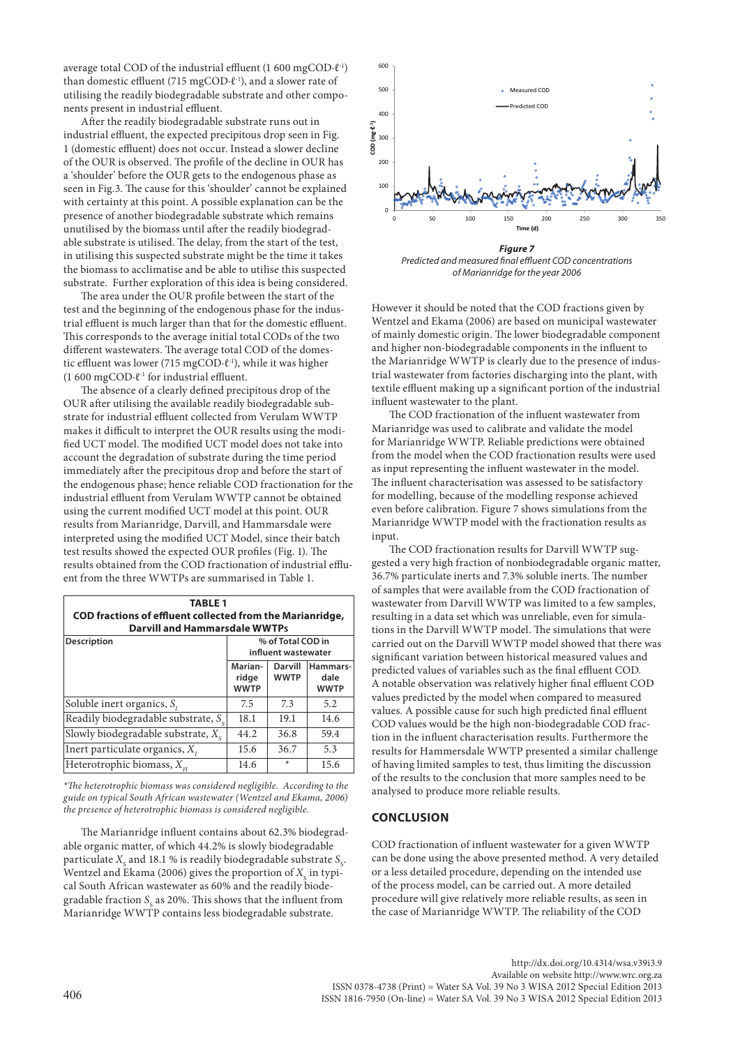average total COD of the industrial effluent (1 600 mgCOD·ℓ$^{-1}$) than domestic effluent (715 mgCOD·ℓ$^{-1}$), and a slower rate of utilising the readily biodegradable substrate and other components present in industrial effluent.

After the readily biodegradable substrate runs out in industrial effluent, the expected precipitous drop seen in Fig. 1 (domestic effluent) does not occur. Instead a slower decline of the OUR is observed. The profile of the decline in OUR has a 'shoulder' before the OUR gets to the endogenous phase as seen in Fig.3. The cause for this 'shoulder' cannot be explained with certainty at this point. A possible explanation can be the presence of another biodegradable substrate which remains unutilised by the biomass until after the readily biodegradable substrate is utilised. The delay, from the start of the test, in utilising this suspected substrate might be the time it takes the biomass to acclimatise and be able to utilise this suspected substrate. Further exploration of this idea is being considered.

The area under the OUR profile between the start of the test and the beginning of the endogenous phase for the industrial effluent is much larger than that for the domestic effluent. This corresponds to the average initial total CODs of the two different wastewaters. The average total COD of the domestic effluent was lower (715 mgCOD·ℓ$^{-1}$), while it was higher (1 600 mgCOD·ℓ$^{-1}$ for industrial effluent.

The absence of a clearly defined precipitous drop of the OUR after utilising the available readily biodegradable substrate for industrial effluent collected from Verulam WWTP makes it difficult to interpret the OUR results using the modified UCT model. The modified UCT model does not take into account the degradation of substrate during the time period immediately after the precipitous drop and before the start of the endogenous phase; hence reliable COD fractionation for the industrial effluent from Verulam WWTP cannot be obtained using the current modified UCT model at this point. OUR results from Marianridge, Darvill, and Hammarsdale were interpreted using the modified UCT Model, since their batch test results showed the expected OUR profiles (Fig. 1). The results obtained from the COD fractionation of industrial effluent from the three WWTPs are summarised in Table 1.

**TABLE 1**
**COD fractions of effluent collected from the Marianridge, Darvill and Hammarsdale WWTPs**

| Description | % of Total COD in influent wastewater | | |
|---|---|---|---|
| | Marian-ridge WWTP | Darvill WWTP | Hammars-dale WWTP |
| Soluble inert organics, $S_I$ | 7.5 | 7.3 | 5.2 |
| Readily biodegradable substrate, $S_S$ | 18.1 | 19.1 | 14.6 |
| Slowly biodegradable substrate, $X_S$ | 44.2 | 36.8 | 59.4 |
| Inert particulate organics, $X_I$ | 15.6 | 36.7 | 5.3 |
| Heterotrophic biomass, $X_H$ | 14.6 | * | 15.6 |

*\*The heterotrophic biomass was considered negligible. According to the guide on typical South African wastewater (Wentzel and Ekama, 2006) the presence of heterotrophic biomass is considered negligible.*

The Marianridge influent contains about 62.3% biodegradable organic matter, of which 44.2% is slowly biodegradable particulate $X_S$ and 18.1 % is readily biodegradable substrate $S_S$. Wentzel and Ekama (2006) gives the proportion of $X_S$ in typical South African wastewater as 60% and the readily biodegradable fraction $S_S$ as 20%. This shows that the influent from Marianridge WWTP contains less biodegradable substrate.

600
500
400
300
200
100
0
COD (mg·ℓ$^{-1}$)
0 50 100 150 200 250 300 350
Time (d)
Measured COD
Predicted COD

***Figure 7***
*Predicted and measured final effluent COD concentrations of Marianridge for the year 2006*

However it should be noted that the COD fractions given by Wentzel and Ekama (2006) are based on municipal wastewater of mainly domestic origin. The lower biodegradable component and higher non-biodegradable components in the influent to the Marianridge WWTP is clearly due to the presence of industrial wastewater from factories discharging into the plant, with textile effluent making up a significant portion of the industrial influent wastewater to the plant.

The COD fractionation of the influent wastewater from Marianridge was used to calibrate and validate the model for Marianridge WWTP. Reliable predictions were obtained from the model when the COD fractionation results were used as input representing the influent wastewater in the model. The influent characterisation was assessed to be satisfactory for modelling, because of the modelling response achieved even before calibration. Figure 7 shows simulations from the Marianridge WWTP model with the fractionation results as input.

The COD fractionation results for Darvill WWTP suggested a very high fraction of nonbiodegradable organic matter, 36.7% particulate inerts and 7.3% soluble inerts. The number of samples that were available from the COD fractionation of wastewater from Darvill WWTP was limited to a few samples, resulting in a data set which was unreliable, even for simulations in the Darvill WWTP model. The simulations that were carried out on the Darvill WWTP model showed that there was significant variation between historical measured values and predicted values of variables such as the final effluent COD. A notable observation was relatively higher final effluent COD values predicted by the model when compared to measured values. A possible cause for such high predicted final effluent COD values would be the high non-biodegradable COD fraction in the influent characterisation results. Furthermore the results for Hammersdale WWTP presented a similar challenge of having limited samples to test, thus limiting the discussion of the results to the conclusion that more samples need to be analysed to produce more reliable results.

## CONCLUSION

COD fractionation of influent wastewater for a given WWTP can be done using the above presented method. A very detailed or a less detailed procedure, depending on the intended use of the process model, can be carried out. A more detailed procedure will give relatively more reliable results, as seen in the case of Marianridge WWTP. The reliability of the COD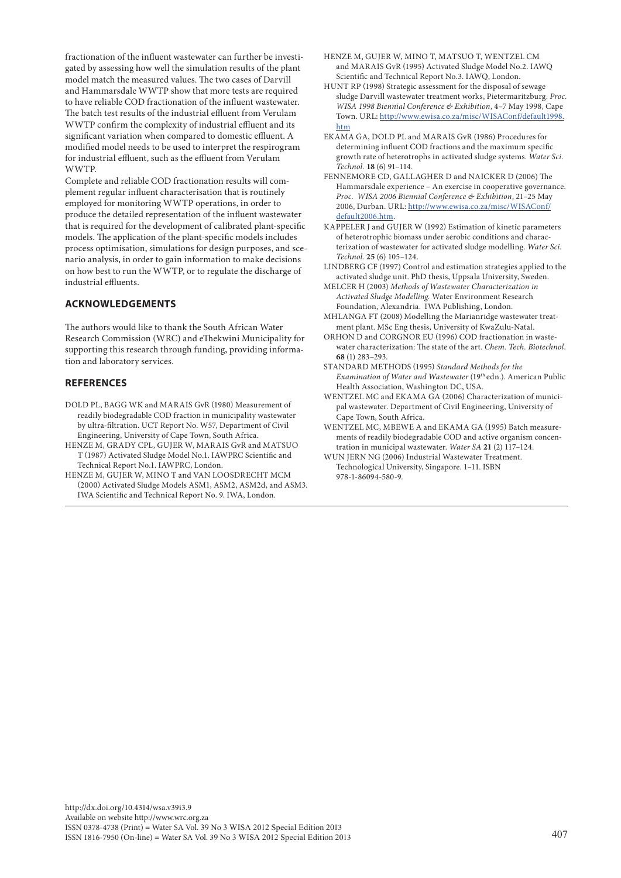fractionation of the influent wastewater can further be investigated by assessing how well the simulation results of the plant model match the measured values. The two cases of Darvill and Hammarsdale WWTP show that more tests are required to have reliable COD fractionation of the influent wastewater. The batch test results of the industrial effluent from Verulam WWTP confirm the complexity of industrial effluent and its significant variation when compared to domestic effluent. A modified model needs to be used to interpret the respirogram for industrial effluent, such as the effluent from Verulam WWTP.

Complete and reliable COD fractionation results will complement regular influent characterisation that is routinely employed for monitoring WWTP operations, in order to produce the detailed representation of the influent wastewater that is required for the development of calibrated plant-specific models. The application of the plant-specific models includes process optimisation, simulations for design purposes, and scenario analysis, in order to gain information to make decisions on how best to run the WWTP, or to regulate the discharge of industrial effluents.

## ACKNOWLEDGEMENTS

The authors would like to thank the South African Water Research Commission (WRC) and eThekwini Municipality for supporting this research through funding, providing information and laboratory services.

## REFERENCES

DOLD PL, BAGG WK and MARAIS GvR (1980) Measurement of readily biodegradable COD fraction in municipality wastewater by ultra-filtration. UCT Report No. W57, Department of Civil Engineering, University of Cape Town, South Africa.

HENZE M, GRADY CPL, GUJER W, MARAIS GvR and MATSUO T (1987) Activated Sludge Model No.1. IAWPRC Scientific and Technical Report No.1. IAWPRC, London.

HENZE M, GUJER W, MINO T and VAN LOOSDRECHT MCM (2000) Activated Sludge Models ASM1, ASM2, ASM2d, and ASM3. IWA Scientific and Technical Report No. 9. IWA, London.

HENZE M, GUJER W, MINO T, MATSUO T, WENTZEL CM and MARAIS GvR (1995) Activated Sludge Model No.2. IAWQ Scientific and Technical Report No.3. IAWQ, London.

HUNT RP (1998) Strategic assessment for the disposal of sewage sludge Darvill wastewater treatment works, Pietermaritzburg. *Proc. WISA 1998 Biennial Conference & Exhibition*, 4–7 May 1998, Cape Town. URL: http://www.ewisa.co.za/misc/WISAConf/default1998.htm

EKAMA GA, DOLD PL and MARAIS GvR (1986) Procedures for determining influent COD fractions and the maximum specific growth rate of heterotrophs in activated sludge systems. *Water Sci. Technol.* **18** (6) 91–114.

FENNEMORE CD, GALLAGHER D and NAICKER D (2006) The Hammarsdale experience – An exercise in cooperative governance. *Proc. WISA 2006 Biennial Conference & Exhibition*, 21–25 May 2006, Durban. URL: http://www.ewisa.co.za/misc/WISAConf/default2006.htm.

KAPPELER J and GUJER W (1992) Estimation of kinetic parameters of heterotrophic biomass under aerobic conditions and characterization of wastewater for activated sludge modelling. *Water Sci. Technol.* **25** (6) 105–124.

LINDBERG CF (1997) Control and estimation strategies applied to the activated sludge unit. PhD thesis, Uppsala University, Sweden.

MELCER H (2003) *Methods of Wastewater Characterization in Activated Sludge Modelling.* Water Environment Research Foundation, Alexandria. IWA Publishing, London.

MHLANGA FT (2008) Modelling the Marianridge wastewater treatment plant. MSc Eng thesis, University of KwaZulu-Natal.

ORHON D and CORGNOR EU (1996) COD fractionation in wastewater characterization: The state of the art. *Chem. Tech. Biotechnol.* **68** (1) 283–293.

STANDARD METHODS (1995) *Standard Methods for the Examination of Water and Wastewater* (19th edn.). American Public Health Association, Washington DC, USA.

WENTZEL MC and EKAMA GA (2006) Characterization of municipal wastewater. Department of Civil Engineering, University of Cape Town, South Africa.

WENTZEL MC, MBEWE A and EKAMA GA (1995) Batch measurements of readily biodegradable COD and active organism concentration in municipal wastewater. *Water SA* **21** (2) 117–124.

WUN JERN NG (2006) Industrial Wastewater Treatment. Technological University, Singapore. 1–11. ISBN 978-1-86094-580-9.

http://dx.doi.org/10.4314/wsa.v39i3.9
Available on website http://www.wrc.org.za